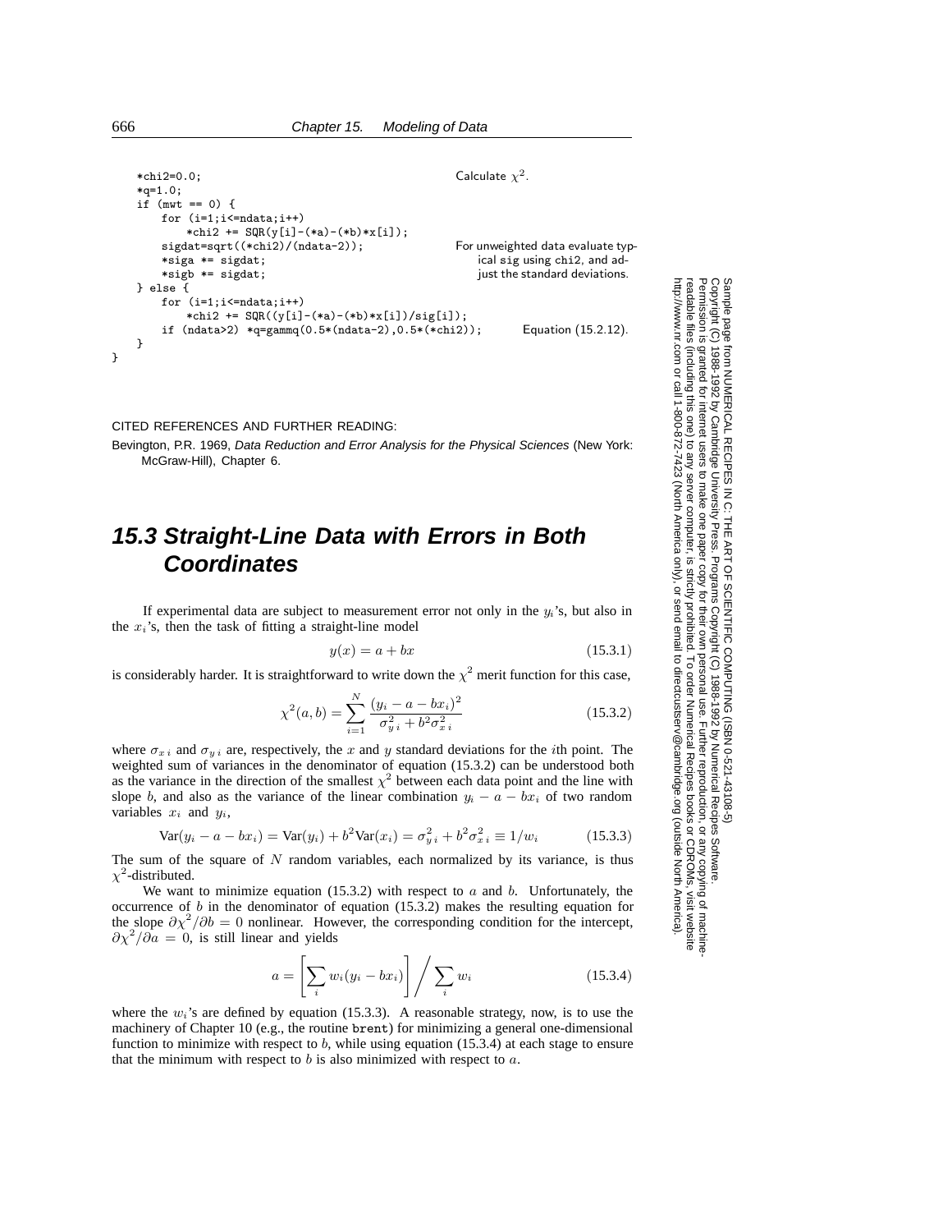```
    *chi2=0.0;                                          Calculate χ².
    *q=1.0;
    if (mwt == 0) {
        for (i=1;i<=ndata;i++)
            *chi2 += SQR(y[i]-(*a)-(*b)*x[i]);
        sigdat=sqrt((*chi2)/(ndata-2));                 For unweighted data evaluate typ-
        *siga *= sigdat;                                    ical sig using chi2, and ad-
        *sigb *= sigdat;                                    just the standard deviations.
    } else {
        for (i=1;i<=ndata;i++)
            *chi2 += SQR((y[i]-(*a)-(*b)*x[i])/sig[i]);
        if (ndata>2) *q=gammq(0.5*(ndata-2),0.5*(*chi2));       Equation (15.2.12).
    }
}
```

CITED REFERENCES AND FURTHER READING:

Bevington, P.R. 1969, *Data Reduction and Error Analysis for the Physical Sciences* (New York: McGraw-Hill), Chapter 6.

## 15.3 Straight-Line Data with Errors in Both Coordinates

If experimental data are subject to measurement error not only in the $y_i$'s, but also in the $x_i$'s, then the task of fitting a straight-line model

$$y(x) = a + bx \tag{15.3.1}$$

is considerably harder. It is straightforward to write down the $\chi^2$ merit function for this case,

$$\chi^2(a, b) = \sum_{i=1}^{N} \frac{(y_i - a - bx_i)^2}{\sigma_{y\,i}^2 + b^2\sigma_{x\,i}^2} \tag{15.3.2}$$

where $\sigma_{x\,i}$ and $\sigma_{y\,i}$ are, respectively, the $x$ and $y$ standard deviations for the $i$th point. The weighted sum of variances in the denominator of equation (15.3.2) can be understood both as the variance in the direction of the smallest $\chi^2$ between each data point and the line with slope $b$, and also as the variance of the linear combination $y_i - a - bx_i$ of two random variables $x_i$ and $y_i$,

$$\text{Var}(y_i - a - bx_i) = \text{Var}(y_i) + b^2\text{Var}(x_i) = \sigma_{y\,i}^2 + b^2\sigma_{x\,i}^2 \equiv 1/w_i \tag{15.3.3}$$

The sum of the square of $N$ random variables, each normalized by its variance, is thus $\chi^2$-distributed.

We want to minimize equation (15.3.2) with respect to $a$ and $b$. Unfortunately, the occurrence of $b$ in the denominator of equation (15.3.2) makes the resulting equation for the slope $\partial\chi^2/\partial b = 0$ nonlinear. However, the corresponding condition for the intercept, $\partial\chi^2/\partial a = 0$, is still linear and yields

$$a = \left[\sum_i w_i(y_i - bx_i)\right] \bigg/ \sum_i w_i \tag{15.3.4}$$

where the $w_i$'s are defined by equation (15.3.3). A reasonable strategy, now, is to use the machinery of Chapter 10 (e.g., the routine `brent`) for minimizing a general one-dimensional function to minimize with respect to $b$, while using equation (15.3.4) at each stage to ensure that the minimum with respect to $b$ is also minimized with respect to $a$.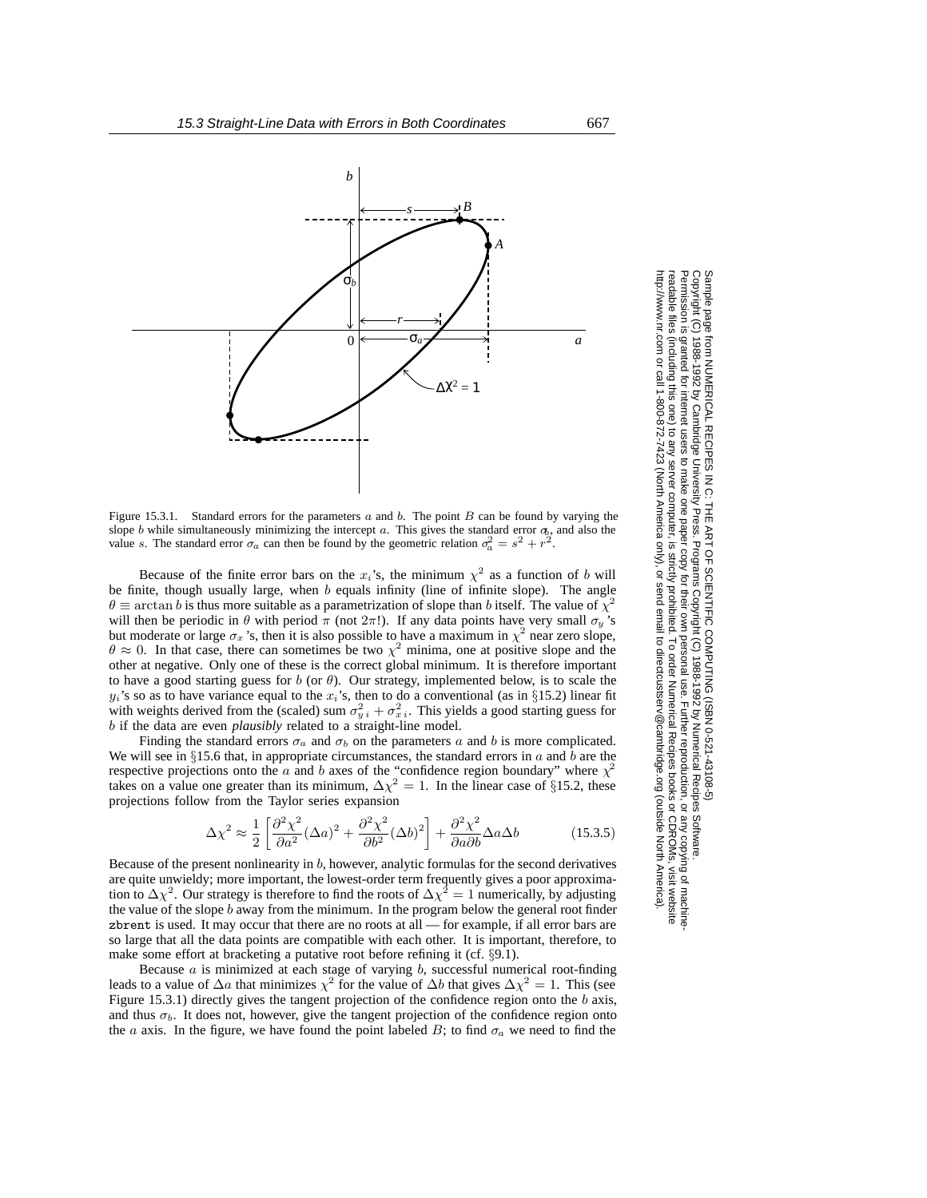Figure 15.3.1. Standard errors for the parameters $a$ and $b$. The point $B$ can be found by varying the slope $b$ while simultaneously minimizing the intercept $a$. This gives the standard error $\sigma_b$, and also the value $s$. The standard error $\sigma_a$ can then be found by the geometric relation $\sigma_a^2 = s^2 + r^2$.

Because of the finite error bars on the $x_i$'s, the minimum $\chi^2$ as a function of $b$ will be finite, though usually large, when $b$ equals infinity (line of infinite slope). The angle $\theta \equiv \arctan b$ is thus more suitable as a parametrization of slope than $b$ itself. The value of $\chi^2$ will then be periodic in $\theta$ with period $\pi$ (not $2\pi$!). If any data points have very small $\sigma_y$'s but moderate or large $\sigma_x$'s, then it is also possible to have a maximum in $\chi^2$ near zero slope, $\theta \approx 0$. In that case, there can sometimes be two $\chi^2$ minima, one at positive slope and the other at negative. Only one of these is the correct global minimum. It is therefore important to have a good starting guess for $b$ (or $\theta$). Our strategy, implemented below, is to scale the $y_i$'s so as to have variance equal to the $x_i$'s, then to do a conventional (as in §15.2) linear fit with weights derived from the (scaled) sum $\sigma_{y\,i}^2 + \sigma_{x\,i}^2$. This yields a good starting guess for $b$ if the data are even *plausibly* related to a straight-line model.

Finding the standard errors $\sigma_a$ and $\sigma_b$ on the parameters $a$ and $b$ is more complicated. We will see in §15.6 that, in appropriate circumstances, the standard errors in $a$ and $b$ are the respective projections onto the $a$ and $b$ axes of the "confidence region boundary" where $\chi^2$ takes on a value one greater than its minimum, $\Delta\chi^2 = 1$. In the linear case of §15.2, these projections follow from the Taylor series expansion

$$\Delta\chi^2 \approx \frac{1}{2}\left[\frac{\partial^2\chi^2}{\partial a^2}(\Delta a)^2 + \frac{\partial^2\chi^2}{\partial b^2}(\Delta b)^2\right] + \frac{\partial^2\chi^2}{\partial a \partial b}\Delta a \Delta b \qquad (15.3.5)$$

Because of the present nonlinearity in $b$, however, analytic formulas for the second derivatives are quite unwieldy; more important, the lowest-order term frequently gives a poor approximation to $\Delta\chi^2$. Our strategy is therefore to find the roots of $\Delta\chi^2 = 1$ numerically, by adjusting the value of the slope $b$ away from the minimum. In the program below the general root finder `zbrent` is used. It may occur that there are no roots at all — for example, if all error bars are so large that all the data points are compatible with each other. It is important, therefore, to make some effort at bracketing a putative root before refining it (cf. §9.1).

Because $a$ is minimized at each stage of varying $b$, successful numerical root-finding leads to a value of $\Delta a$ that minimizes $\chi^2$ for the value of $\Delta b$ that gives $\Delta\chi^2 = 1$. This (see Figure 15.3.1) directly gives the tangent projection of the confidence region onto the $b$ axis, and thus $\sigma_b$. It does not, however, give the tangent projection of the confidence region onto the $a$ axis. In the figure, we have found the point labeled $B$; to find $\sigma_a$ we need to find the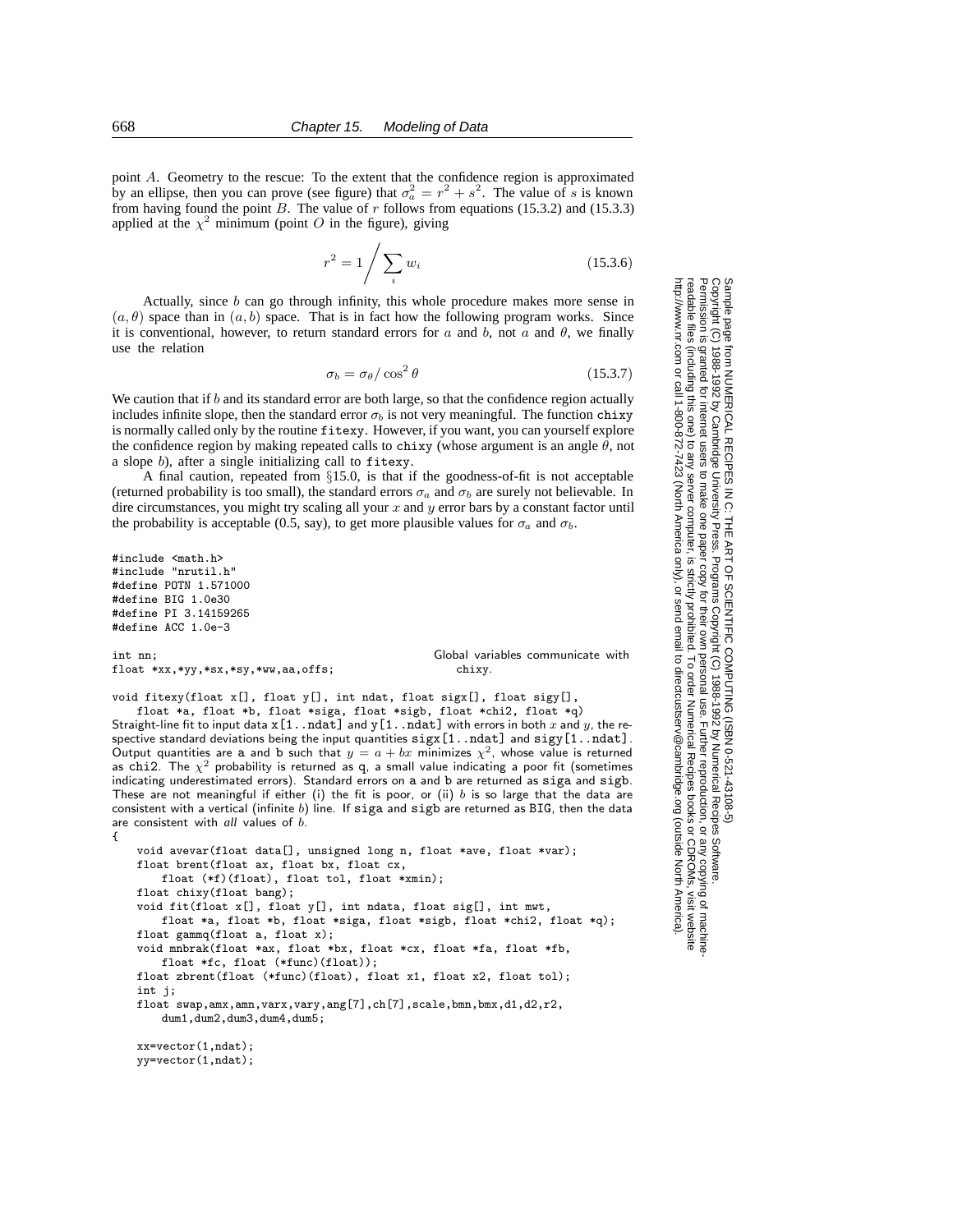point $A$. Geometry to the rescue: To the extent that the confidence region is approximated by an ellipse, then you can prove (see figure) that $\sigma_a^2 = r^2 + s^2$. The value of $s$ is known from having found the point $B$. The value of $r$ follows from equations (15.3.2) and (15.3.3) applied at the $\chi^2$ minimum (point $O$ in the figure), giving

$$r^2 = 1 \bigg/ \sum_i w_i \tag{15.3.6}$$

Actually, since $b$ can go through infinity, this whole procedure makes more sense in $(a, \theta)$ space than in $(a, b)$ space. That is in fact how the following program works. Since it is conventional, however, to return standard errors for $a$ and $b$, not $a$ and $\theta$, we finally use the relation

$$\sigma_b = \sigma_\theta / \cos^2 \theta \tag{15.3.7}$$

We caution that if $b$ and its standard error are both large, so that the confidence region actually includes infinite slope, then the standard error $\sigma_b$ is not very meaningful. The function `chixy` is normally called only by the routine `fitexy`. However, if you want, you can yourself explore the confidence region by making repeated calls to `chixy` (whose argument is an angle $\theta$, not a slope $b$), after a single initializing call to `fitexy`.

A final caution, repeated from §15.0, is that if the goodness-of-fit is not acceptable (returned probability is too small), the standard errors $\sigma_a$ and $\sigma_b$ are surely not believable. In dire circumstances, you might try scaling all your $x$ and $y$ error bars by a constant factor until the probability is acceptable (0.5, say), to get more plausible values for $\sigma_a$ and $\sigma_b$.

```
#include <math.h>
#include "nrutil.h"
#define POTN 1.571000
#define BIG 1.0e30
#define PI 3.14159265
#define ACC 1.0e-3

int nn;                                        Global variables communicate with
float *xx,*yy,*sx,*sy,*ww,aa,offs;                chixy.

void fitexy(float x[], float y[], int ndat, float sigx[], float sigy[],
    float *a, float *b, float *siga, float *sigb, float *chi2, float *q)
```

Straight-line fit to input data `x[1..ndat]` and `y[1..ndat]` with errors in both $x$ and $y$, the respective standard deviations being the input quantities `sigx[1..ndat]` and `sigy[1..ndat]`. Output quantities are `a` and `b` such that $y = a + bx$ minimizes $\chi^2$, whose value is returned as `chi2`. The $\chi^2$ probability is returned as `q`, a small value indicating a poor fit (sometimes indicating underestimated errors). Standard errors on `a` and `b` are returned as `siga` and `sigb`. These are not meaningful if either (i) the fit is poor, or (ii) $b$ is so large that the data are consistent with a vertical (infinite $b$) line. If `siga` and `sigb` are returned as `BIG`, then the data are consistent with *all* values of $b$.

```
{
    void avevar(float data[], unsigned long n, float *ave, float *var);
    float brent(float ax, float bx, float cx,
        float (*f)(float), float tol, float *xmin);
    float chixy(float bang);
    void fit(float x[], float y[], int ndata, float sig[], int mwt,
        float *a, float *b, float *siga, float *sigb, float *chi2, float *q);
    float gammq(float a, float x);
    void mnbrak(float *ax, float *bx, float *cx, float *fa, float *fb,
        float *fc, float (*func)(float));
    float zbrent(float (*func)(float), float x1, float x2, float tol);
    int j;
    float swap,amx,amn,varx,vary,ang[7],ch[7],scale,bmn,bmx,d1,d2,r2,
        dum1,dum2,dum3,dum4,dum5;

    xx=vector(1,ndat);
    yy=vector(1,ndat);
```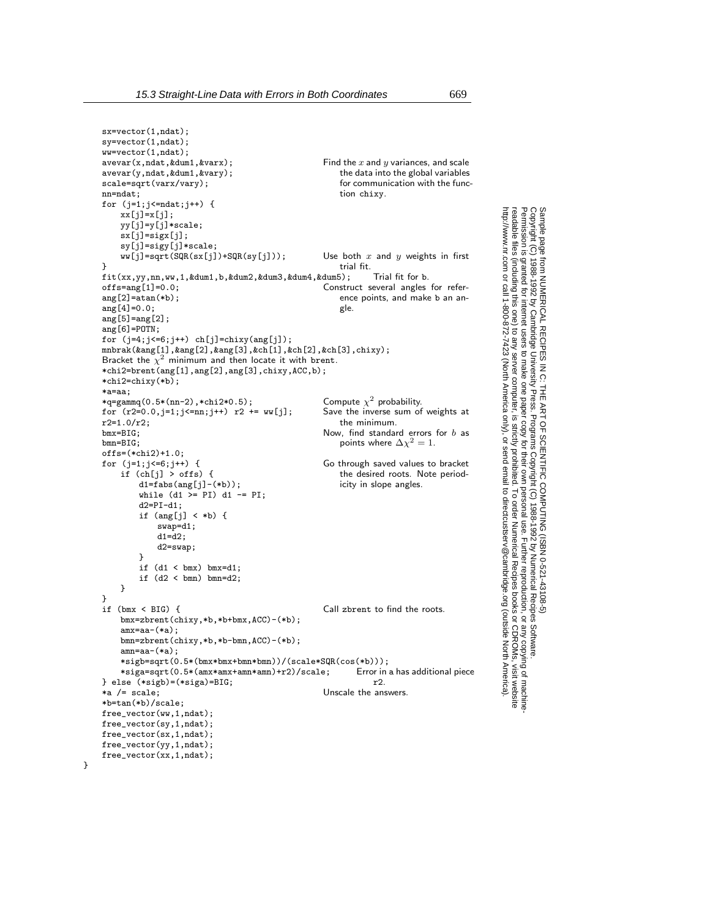```c
	sx=vector(1,ndat);
	sy=vector(1,ndat);
	ww=vector(1,ndat);
	avevar(x,ndat,&dum1,&varx);                         Find the x and y variances, and scale
	avevar(y,ndat,&dum1,&vary);                             the data into the global variables
	scale=sqrt(varx/vary);                                  for communication with the func-
	nn=ndat;                                                tion chixy.
	for (j=1;j<=ndat;j++) {
		xx[j]=x[j];
		yy[j]=y[j]*scale;
		sx[j]=sigx[j];
		sy[j]=sigy[j]*scale;
		ww[j]=sqrt(SQR(sx[j])+SQR(sy[j]));              Use both x and y weights in first
	}                                                       trial fit.
	fit(xx,yy,nn,ww,1,&dum1,b,&dum2,&dum3,&dum4,&dum5);     Trial fit for b.
	offs=ang[1]=0.0;                                    Construct several angles for refer-
	ang[2]=atan(*b);                                        ence points, and make b an an-
	ang[4]=0.0;                                             gle.
	ang[5]=ang[2];
	ang[6]=POTN;
	for (j=4;j<=6;j++) ch[j]=chixy(ang[j]);
	mnbrak(&ang[1],&ang[2],&ang[3],&ch[1],&ch[2],&ch[3],chixy);
	Bracket the chi^2 minimum and then locate it with brent.
	*chi2=brent(ang[1],ang[2],ang[3],chixy,ACC,b);
	*chi2=chixy(*b);
	*a=aa;
	*q=gammq(0.5*(nn-2),*chi2*0.5);                     Compute chi^2 probability.
	for (r2=0.0,j=1;j<=nn;j++) r2 += ww[j];             Save the inverse sum of weights at
	r2=1.0/r2;                                              the minimum.
	bmx=BIG;                                            Now, find standard errors for b as
	bmn=BIG;                                                points where Delta chi^2 = 1.
	offs=(*chi2)+1.0;
	for (j=1;j<=6;j++) {                                Go through saved values to bracket
		if (ch[j] > offs) {                                 the desired roots. Note period-
			d1=fabs(ang[j]-(*b));                           icity in slope angles.
			while (d1 >= PI) d1 -= PI;
			d2=PI-d1;
			if (ang[j] < *b) {
				swap=d1;
				d1=d2;
				d2=swap;
			}
			if (d1 < bmx) bmx=d1;
			if (d2 < bmn) bmn=d2;
		}
	}
	if (bmx < BIG) {                                    Call zbrent to find the roots.
		bmx=zbrent(chixy,*b,*b+bmx,ACC)-(*b);
		amx=aa-(*a);
		bmn=zbrent(chixy,*b,*b-bmn,ACC)-(*b);
		amn=aa-(*a);
		*sigb=sqrt(0.5*(bmx*bmx+bmn*bmn))/(scale*SQR(cos(*b)));
		*siga=sqrt(0.5*(amx*amx+amn*amn)+r2)/scale;     Error in a has additional piece
	} else (*sigb)=(*siga)=BIG;                             r2.
	*a /= scale;                                        Unscale the answers.
	*b=tan(*b)/scale;
	free_vector(ww,1,ndat);
	free_vector(sy,1,ndat);
	free_vector(sx,1,ndat);
	free_vector(yy,1,ndat);
	free_vector(xx,1,ndat);
}
```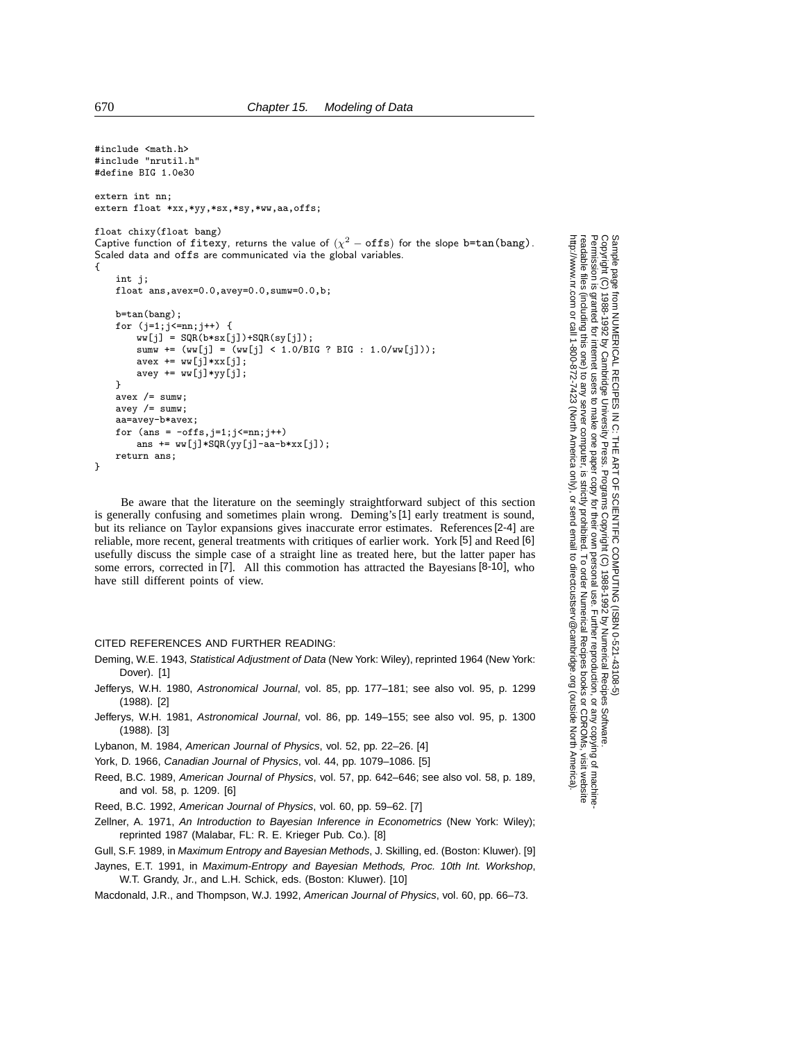```c
#include <math.h>
#include "nrutil.h"
#define BIG 1.0e30

extern int nn;
extern float *xx,*yy,*sx,*sy,*ww,aa,offs;

float chixy(float bang)
```

Captive function of `fitexy`, returns the value of $(\chi^2 - \texttt{offs})$ for the slope `b=tan(bang)`. Scaled data and `offs` are communicated via the global variables.

```c
{
    int j;
    float ans,avex=0.0,avey=0.0,sumw=0.0,b;

    b=tan(bang);
    for (j=1;j<=nn;j++) {
        ww[j] = SQR(b*sx[j])+SQR(sy[j]);
        sumw += (ww[j] = (ww[j] < 1.0/BIG ? BIG : 1.0/ww[j]));
        avex += ww[j]*xx[j];
        avey += ww[j]*yy[j];
    }
    avex /= sumw;
    avey /= sumw;
    aa=avey-b*avex;
    for (ans = -offs,j=1;j<=nn;j++)
        ans += ww[j]*SQR(yy[j]-aa-b*xx[j]);
    return ans;
}
```

Be aware that the literature on the seemingly straightforward subject of this section is generally confusing and sometimes plain wrong. Deming's [1] early treatment is sound, but its reliance on Taylor expansions gives inaccurate error estimates. References [2-4] are reliable, more recent, general treatments with critiques of earlier work. York [5] and Reed [6] usefully discuss the simple case of a straight line as treated here, but the latter paper has some errors, corrected in [7]. All this commotion has attracted the Bayesians [8-10], who have still different points of view.

CITED REFERENCES AND FURTHER READING:

Deming, W.E. 1943, *Statistical Adjustment of Data* (New York: Wiley), reprinted 1964 (New York: Dover). [1]

Jefferys, W.H. 1980, *Astronomical Journal*, vol. 85, pp. 177–181; see also vol. 95, p. 1299 (1988). [2]

Jefferys, W.H. 1981, *Astronomical Journal*, vol. 86, pp. 149–155; see also vol. 95, p. 1300 (1988). [3]

Lybanon, M. 1984, *American Journal of Physics*, vol. 52, pp. 22–26. [4]

York, D. 1966, *Canadian Journal of Physics*, vol. 44, pp. 1079–1086. [5]

Reed, B.C. 1989, *American Journal of Physics*, vol. 57, pp. 642–646; see also vol. 58, p. 189, and vol. 58, p. 1209. [6]

Reed, B.C. 1992, *American Journal of Physics*, vol. 60, pp. 59–62. [7]

Zellner, A. 1971, *An Introduction to Bayesian Inference in Econometrics* (New York: Wiley); reprinted 1987 (Malabar, FL: R. E. Krieger Pub. Co.). [8]

Gull, S.F. 1989, in *Maximum Entropy and Bayesian Methods*, J. Skilling, ed. (Boston: Kluwer). [9]

Jaynes, E.T. 1991, in *Maximum-Entropy and Bayesian Methods, Proc. 10th Int. Workshop*, W.T. Grandy, Jr., and L.H. Schick, eds. (Boston: Kluwer). [10]

Macdonald, J.R., and Thompson, W.J. 1992, *American Journal of Physics*, vol. 60, pp. 66–73.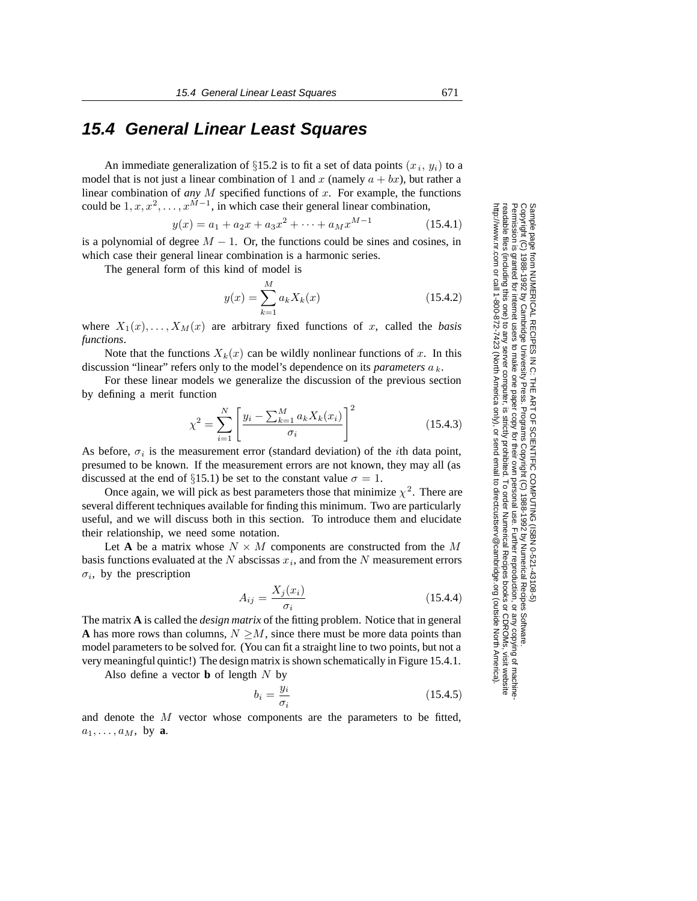## 15.4 General Linear Least Squares

An immediate generalization of §15.2 is to fit a set of data points $(x_i, y_i)$ to a model that is not just a linear combination of 1 and $x$ (namely $a + bx$), but rather a linear combination of *any* $M$ specified functions of $x$. For example, the functions could be $1, x, x^2, \ldots, x^{M-1}$, in which case their general linear combination,

$$y(x) = a_1 + a_2 x + a_3 x^2 + \cdots + a_M x^{M-1} \tag{15.4.1}$$

is a polynomial of degree $M - 1$. Or, the functions could be sines and cosines, in which case their general linear combination is a harmonic series.

The general form of this kind of model is

$$y(x) = \sum_{k=1}^{M} a_k X_k(x) \tag{15.4.2}$$

where $X_1(x), \ldots, X_M(x)$ are arbitrary fixed functions of $x$, called the *basis functions*.

Note that the functions $X_k(x)$ can be wildly nonlinear functions of $x$. In this discussion "linear" refers only to the model's dependence on its *parameters* $a_k$.

For these linear models we generalize the discussion of the previous section by defining a merit function

$$\chi^2 = \sum_{i=1}^{N} \left[ \frac{y_i - \sum_{k=1}^{M} a_k X_k(x_i)}{\sigma_i} \right]^2 \tag{15.4.3}$$

As before, $\sigma_i$ is the measurement error (standard deviation) of the $i$th data point, presumed to be known. If the measurement errors are not known, they may all (as discussed at the end of §15.1) be set to the constant value $\sigma = 1$.

Once again, we will pick as best parameters those that minimize $\chi^2$. There are several different techniques available for finding this minimum. Two are particularly useful, and we will discuss both in this section. To introduce them and elucidate their relationship, we need some notation.

Let **A** be a matrix whose $N \times M$ components are constructed from the $M$ basis functions evaluated at the $N$ abscissas $x_i$, and from the $N$ measurement errors $\sigma_i$, by the prescription

$$A_{ij} = \frac{X_j(x_i)}{\sigma_i} \tag{15.4.4}$$

The matrix **A** is called the *design matrix* of the fitting problem. Notice that in general **A** has more rows than columns, $N \geq M$, since there must be more data points than model parameters to be solved for. (You can fit a straight line to two points, but not a very meaningful quintic!) The design matrix is shown schematically in Figure 15.4.1.

Also define a vector **b** of length $N$ by

$$b_i = \frac{y_i}{\sigma_i} \tag{15.4.5}$$

and denote the $M$ vector whose components are the parameters to be fitted, $a_1, \ldots, a_M$, by **a**.

Sample page from NUMERICAL RECIPES IN C: THE ART OF SCIENTIFIC COMPUTING (ISBN 0-521-43108-5)
Copyright (C) 1988-1992 by Cambridge University Press. Programs Copyright (C) 1988-1992 by Numerical Recipes Software.
Permission is granted for internet users to make one paper copy for their own personal use. Further reproduction, or any copying of machine-readable files (including this one) to any server computer, is strictly prohibited. To order Numerical Recipes books or CDROMs, visit website http://www.nr.com or call 1-800-872-7423 (North America only), or send email to directcustserv@cambridge.org (outside North America).